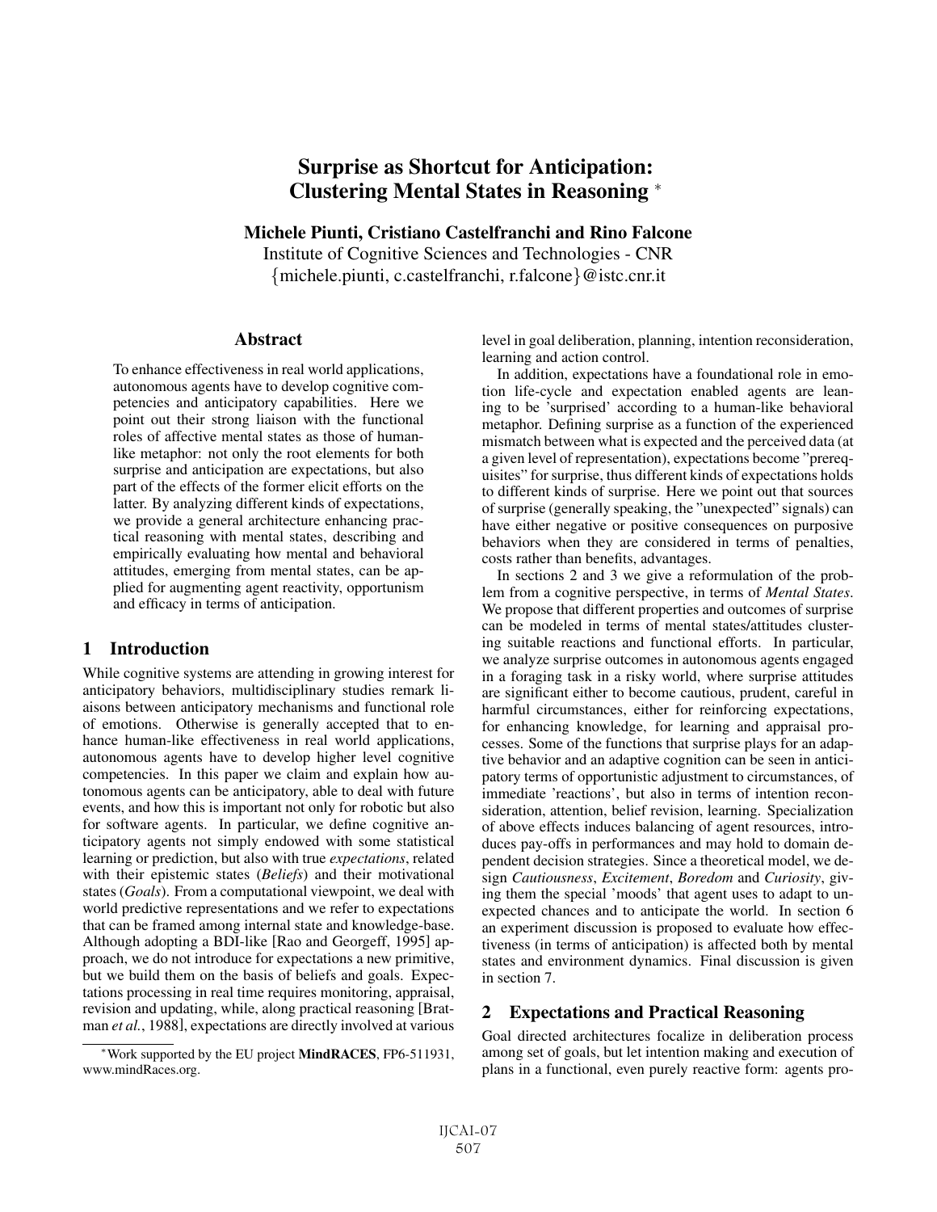# Surprise as Shortcut for Anticipation: Clustering Mental States in Reasoning *

**Michele Piunti, Cristiano Castelfranchi and Rino Falcone**
Institute of Cognitive Sciences and Technologies - CNR
{michele.piunti, c.castelfranchi, r.falcone}@istc.cnr.it

## Abstract

To enhance effectiveness in real world applications, autonomous agents have to develop cognitive competencies and anticipatory capabilities. Here we point out their strong liaison with the functional roles of affective mental states as those of human-like metaphor: not only the root elements for both surprise and anticipation are expectations, but also part of the effects of the former elicit efforts on the latter. By analyzing different kinds of expectations, we provide a general architecture enhancing practical reasoning with mental states, describing and empirically evaluating how mental and behavioral attitudes, emerging from mental states, can be applied for augmenting agent reactivity, opportunism and efficacy in terms of anticipation.

## 1 Introduction

While cognitive systems are attending in growing interest for anticipatory behaviors, multidisciplinary studies remark liaisons between anticipatory mechanisms and functional role of emotions. Otherwise is generally accepted that to enhance human-like effectiveness in real world applications, autonomous agents have to develop higher level cognitive competencies. In this paper we claim and explain how autonomous agents can be anticipatory, able to deal with future events, and how this is important not only for robotic but also for software agents. In particular, we define cognitive anticipatory agents not simply endowed with some statistical learning or prediction, but also with true *expectations*, related with their epistemic states (*Beliefs*) and their motivational states (*Goals*). From a computational viewpoint, we deal with world predictive representations and we refer to expectations that can be framed among internal state and knowledge-base. Although adopting a BDI-like [Rao and Georgeff, 1995] approach, we do not introduce for expectations a new primitive, but we build them on the basis of beliefs and goals. Expectations processing in real time requires monitoring, appraisal, revision and updating, while, along practical reasoning [Bratman *et al.*, 1988], expectations are directly involved at various level in goal deliberation, planning, intention reconsideration, learning and action control.

In addition, expectations have a foundational role in emotion life-cycle and expectation enabled agents are leaning to be 'surprised' according to a human-like behavioral metaphor. Defining surprise as a function of the experienced mismatch between what is expected and the perceived data (at a given level of representation), expectations become "prerequisites" for surprise, thus different kinds of expectations holds to different kinds of surprise. Here we point out that sources of surprise (generally speaking, the "unexpected" signals) can have either negative or positive consequences on purposive behaviors when they are considered in terms of penalties, costs rather than benefits, advantages.

In sections 2 and 3 we give a reformulation of the problem from a cognitive perspective, in terms of *Mental States*. We propose that different properties and outcomes of surprise can be modeled in terms of mental states/attitudes clustering suitable reactions and functional efforts. In particular, we analyze surprise outcomes in autonomous agents engaged in a foraging task in a risky world, where surprise attitudes are significant either to become cautious, prudent, careful in harmful circumstances, either for reinforcing expectations, for enhancing knowledge, for learning and appraisal processes. Some of the functions that surprise plays for an adaptive behavior and an adaptive cognition can be seen in anticipatory terms of opportunistic adjustment to circumstances, of immediate 'reactions', but also in terms of intention reconsideration, attention, belief revision, learning. Specialization of above effects induces balancing of agent resources, introduces pay-offs in performances and may hold to domain dependent decision strategies. Since a theoretical model, we design *Cautiousness*, *Excitement*, *Boredom* and *Curiosity*, giving them the special 'moods' that agent uses to adapt to unexpected chances and to anticipate the world. In section 6 an experiment discussion is proposed to evaluate how effectiveness (in terms of anticipation) is affected both by mental states and environment dynamics. Final discussion is given in section 7.

## 2 Expectations and Practical Reasoning

Goal directed architectures focalize in deliberation process among set of goals, but let intention making and execution of plans in a functional, even purely reactive form: agents pro-

*Work supported by the EU project **MindRACES**, FP6-511931, www.mindRaces.org.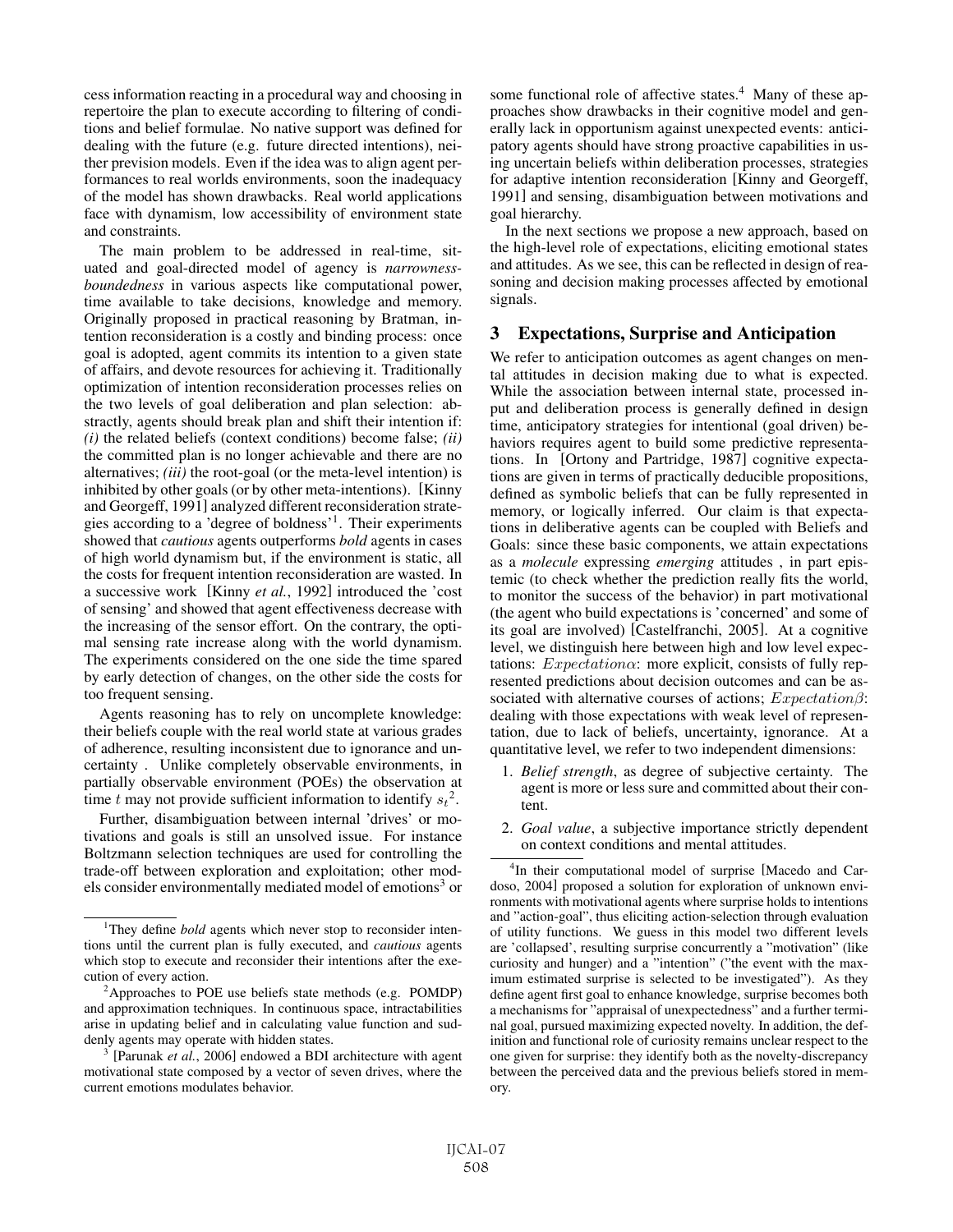cess information reacting in a procedural way and choosing in repertoire the plan to execute according to filtering of conditions and belief formulae. No native support was defined for dealing with the future (e.g. future directed intentions), neither prevision models. Even if the idea was to align agent performances to real worlds environments, soon the inadequacy of the model has shown drawbacks. Real world applications face with dynamism, low accessibility of environment state and constraints.

The main problem to be addressed in real-time, situated and goal-directed model of agency is *narrowness-boundedness* in various aspects like computational power, time available to take decisions, knowledge and memory. Originally proposed in practical reasoning by Bratman, intention reconsideration is a costly and binding process: once goal is adopted, agent commits its intention to a given state of affairs, and devote resources for achieving it. Traditionally optimization of intention reconsideration processes relies on the two levels of goal deliberation and plan selection: abstractly, agents should break plan and shift their intention if: *(i)* the related beliefs (context conditions) become false; *(ii)* the committed plan is no longer achievable and there are no alternatives; *(iii)* the root-goal (or the meta-level intention) is inhibited by other goals (or by other meta-intentions). [Kinny and Georgeff, 1991] analyzed different reconsideration strategies according to a 'degree of boldness'[1]. Their experiments showed that *cautious* agents outperforms *bold* agents in cases of high world dynamism but, if the environment is static, all the costs for frequent intention reconsideration are wasted. In a successive work [Kinny *et al.*, 1992] introduced the 'cost of sensing' and showed that agent effectiveness decrease with the increasing of the sensor effort. On the contrary, the optimal sensing rate increase along with the world dynamism. The experiments considered on the one side the time spared by early detection of changes, on the other side the costs for too frequent sensing.

Agents reasoning has to rely on uncomplete knowledge: their beliefs couple with the real world state at various grades of adherence, resulting inconsistent due to ignorance and uncertainty . Unlike completely observable environments, in partially observable environment (POEs) the observation at time $t$ may not provide sufficient information to identify $s_t$[2].

Further, disambiguation between internal 'drives' or motivations and goals is still an unsolved issue. For instance Boltzmann selection techniques are used for controlling the trade-off between exploration and exploitation; other models consider environmentally mediated model of emotions[3] or some functional role of affective states.[4] Many of these approaches show drawbacks in their cognitive model and generally lack in opportunism against unexpected events: anticipatory agents should have strong proactive capabilities in using uncertain beliefs within deliberation processes, strategies for adaptive intention reconsideration [Kinny and Georgeff, 1991] and sensing, disambiguation between motivations and goal hierarchy.

In the next sections we propose a new approach, based on the high-level role of expectations, eliciting emotional states and attitudes. As we see, this can be reflected in design of reasoning and decision making processes affected by emotional signals.

## 3 Expectations, Surprise and Anticipation

We refer to anticipation outcomes as agent changes on mental attitudes in decision making due to what is expected. While the association between internal state, processed input and deliberation process is generally defined in design time, anticipatory strategies for intentional (goal driven) behaviors requires agent to build some predictive representations. In [Ortony and Partridge, 1987] cognitive expectations are given in terms of practically deducible propositions, defined as symbolic beliefs that can be fully represented in memory, or logically inferred. Our claim is that expectations in deliberative agents can be coupled with Beliefs and Goals: since these basic components, we attain expectations as a *molecule* expressing *emerging* attitudes , in part epistemic (to check whether the prediction really fits the world, to monitor the success of the behavior) in part motivational (the agent who build expectations is 'concerned' and some of its goal are involved) [Castelfranchi, 2005]. At a cognitive level, we distinguish here between high and low level expectations: $Expectation\alpha$: more explicit, consists of fully represented predictions about decision outcomes and can be associated with alternative courses of actions; $Expectation\beta$: dealing with those expectations with weak level of representation, due to lack of beliefs, uncertainty, ignorance. At a quantitative level, we refer to two independent dimensions:

1. *Belief strength*, as degree of subjective certainty. The agent is more or less sure and committed about their content.
2. *Goal value*, a subjective importance strictly dependent on context conditions and mental attitudes.

---

[1] They define *bold* agents which never stop to reconsider intentions until the current plan is fully executed, and *cautious* agents which stop to execute and reconsider their intentions after the execution of every action.

[2] Approaches to POE use beliefs state methods (e.g. POMDP) and approximation techniques. In continuous space, intractabilities arise in updating belief and in calculating value function and suddenly agents may operate with hidden states.

[3] [Parunak *et al.*, 2006] endowed a BDI architecture with agent motivational state composed by a vector of seven drives, where the current emotions modulates behavior.

[4] In their computational model of surprise [Macedo and Cardoso, 2004] proposed a solution for exploration of unknown environments with motivational agents where surprise holds to intentions and "action-goal", thus eliciting action-selection through evaluation of utility functions. We guess in this model two different levels are 'collapsed', resulting surprise concurrently a "motivation" (like curiosity and hunger) and a "intention" ("the event with the maximum estimated surprise is selected to be investigated"). As they define agent first goal to enhance knowledge, surprise becomes both a mechanisms for "appraisal of unexpectedness" and a further terminal goal, pursued maximizing expected novelty. In addition, the definition and functional role of curiosity remains unclear respect to the one given for surprise: they identify both as the novelty-discrepancy between the perceived data and the previous beliefs stored in memory.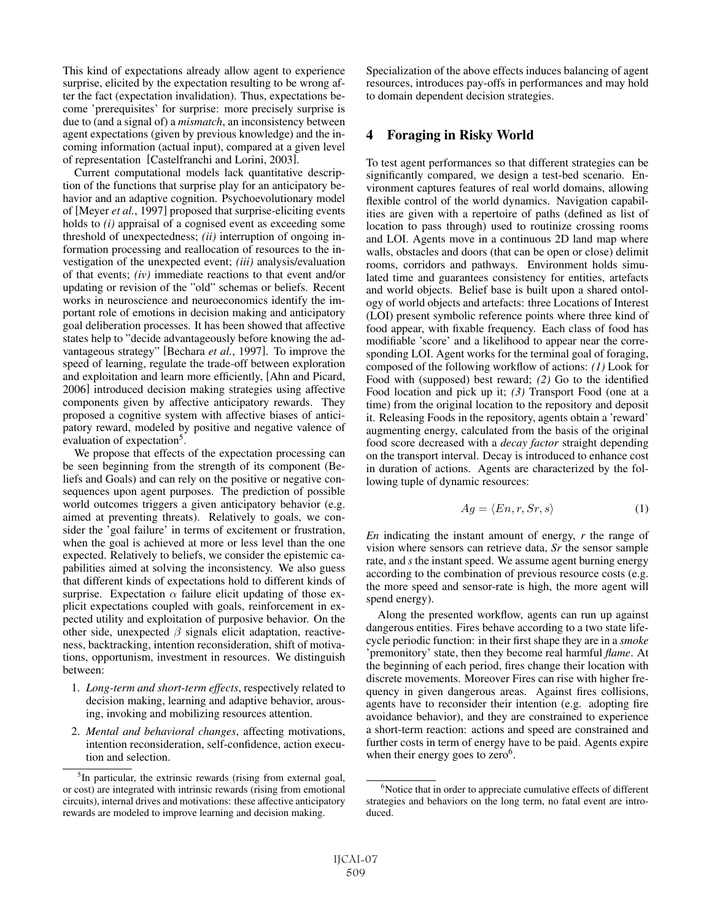This kind of expectations already allow agent to experience surprise, elicited by the expectation resulting to be wrong after the fact (expectation invalidation). Thus, expectations become 'prerequisites' for surprise: more precisely surprise is due to (and a signal of) a *mismatch*, an inconsistency between agent expectations (given by previous knowledge) and the incoming information (actual input), compared at a given level of representation [Castelfranchi and Lorini, 2003].

Current computational models lack quantitative description of the functions that surprise play for an anticipatory behavior and an adaptive cognition. Psychoevolutionary model of [Meyer *et al.*, 1997] proposed that surprise-eliciting events holds to *(i)* appraisal of a cognised event as exceeding some threshold of unexpectedness; *(ii)* interruption of ongoing information processing and reallocation of resources to the investigation of the unexpected event; *(iii)* analysis/evaluation of that events; *(iv)* immediate reactions to that event and/or updating or revision of the "old" schemas or beliefs. Recent works in neuroscience and neuroeconomics identify the important role of emotions in decision making and anticipatory goal deliberation processes. It has been showed that affective states help to "decide advantageously before knowing the advantageous strategy" [Bechara *et al.*, 1997]. To improve the speed of learning, regulate the trade-off between exploration and exploitation and learn more efficiently, [Ahn and Picard, 2006] introduced decision making strategies using affective components given by affective anticipatory rewards. They proposed a cognitive system with affective biases of anticipatory reward, modeled by positive and negative valence of evaluation of expectation[5].

We propose that effects of the expectation processing can be seen beginning from the strength of its component (Beliefs and Goals) and can rely on the positive or negative consequences upon agent purposes. The prediction of possible world outcomes triggers a given anticipatory behavior (e.g. aimed at preventing threats). Relatively to goals, we consider the 'goal failure' in terms of excitement or frustration, when the goal is achieved at more or less level than the one expected. Relatively to beliefs, we consider the epistemic capabilities aimed at solving the inconsistency. We also guess that different kinds of expectations hold to different kinds of surprise. Expectation $\alpha$ failure elicit updating of those explicit expectations coupled with goals, reinforcement in expected utility and exploitation of purposive behavior. On the other side, unexpected $\beta$ signals elicit adaptation, reactiveness, backtracking, intention reconsideration, shift of motivations, opportunism, investment in resources. We distinguish between:

1. *Long-term and short-term effects*, respectively related to decision making, learning and adaptive behavior, arousing, invoking and mobilizing resources attention.
2. *Mental and behavioral changes*, affecting motivations, intention reconsideration, self-confidence, action execution and selection.

Specialization of the above effects induces balancing of agent resources, introduces pay-offs in performances and may hold to domain dependent decision strategies.

## 4 Foraging in Risky World

To test agent performances so that different strategies can be significantly compared, we design a test-bed scenario. Environment captures features of real world domains, allowing flexible control of the world dynamics. Navigation capabilities are given with a repertoire of paths (defined as list of location to pass through) used to routinize crossing rooms and LOI. Agents move in a continuous 2D land map where walls, obstacles and doors (that can be open or close) delimit rooms, corridors and pathways. Environment holds simulated time and guarantees consistency for entities, artefacts and world objects. Belief base is built upon a shared ontology of world objects and artefacts: three Locations of Interest (LOI) present symbolic reference points where three kind of food appear, with fixable frequency. Each class of food has modifiable 'score' and a likelihood to appear near the corresponding LOI. Agent works for the terminal goal of foraging, composed of the following workflow of actions: *(1)* Look for Food with (supposed) best reward; *(2)* Go to the identified Food location and pick up it; *(3)* Transport Food (one at a time) from the original location to the repository and deposit it. Releasing Foods in the repository, agents obtain a 'reward' augmenting energy, calculated from the basis of the original food score decreased with a *decay factor* straight depending on the transport interval. Decay is introduced to enhance cost in duration of actions. Agents are characterized by the following tuple of dynamic resources:

$$Ag = \langle En, r, Sr, s \rangle \tag{1}$$

*En* indicating the instant amount of energy, *r* the range of vision where sensors can retrieve data, *Sr* the sensor sample rate, and *s* the instant speed. We assume agent burning energy according to the combination of previous resource costs (e.g. the more speed and sensor-rate is high, the more agent will spend energy).

Along the presented workflow, agents can run up against dangerous entities. Fires behave according to a two state lifecycle periodic function: in their first shape they are in a *smoke* 'premonitory' state, then they become real harmful *flame*. At the beginning of each period, fires change their location with discrete movements. Moreover Fires can rise with higher frequency in given dangerous areas. Against fires collisions, agents have to reconsider their intention (e.g. adopting fire avoidance behavior), and they are constrained to experience a short-term reaction: actions and speed are constrained and further costs in term of energy have to be paid. Agents expire when their energy goes to zero[6].

[5] In particular, the extrinsic rewards (rising from external goal, or cost) are integrated with intrinsic rewards (rising from emotional circuits), internal drives and motivations: these affective anticipatory rewards are modeled to improve learning and decision making.

[6] Notice that in order to appreciate cumulative effects of different strategies and behaviors on the long term, no fatal event are introduced.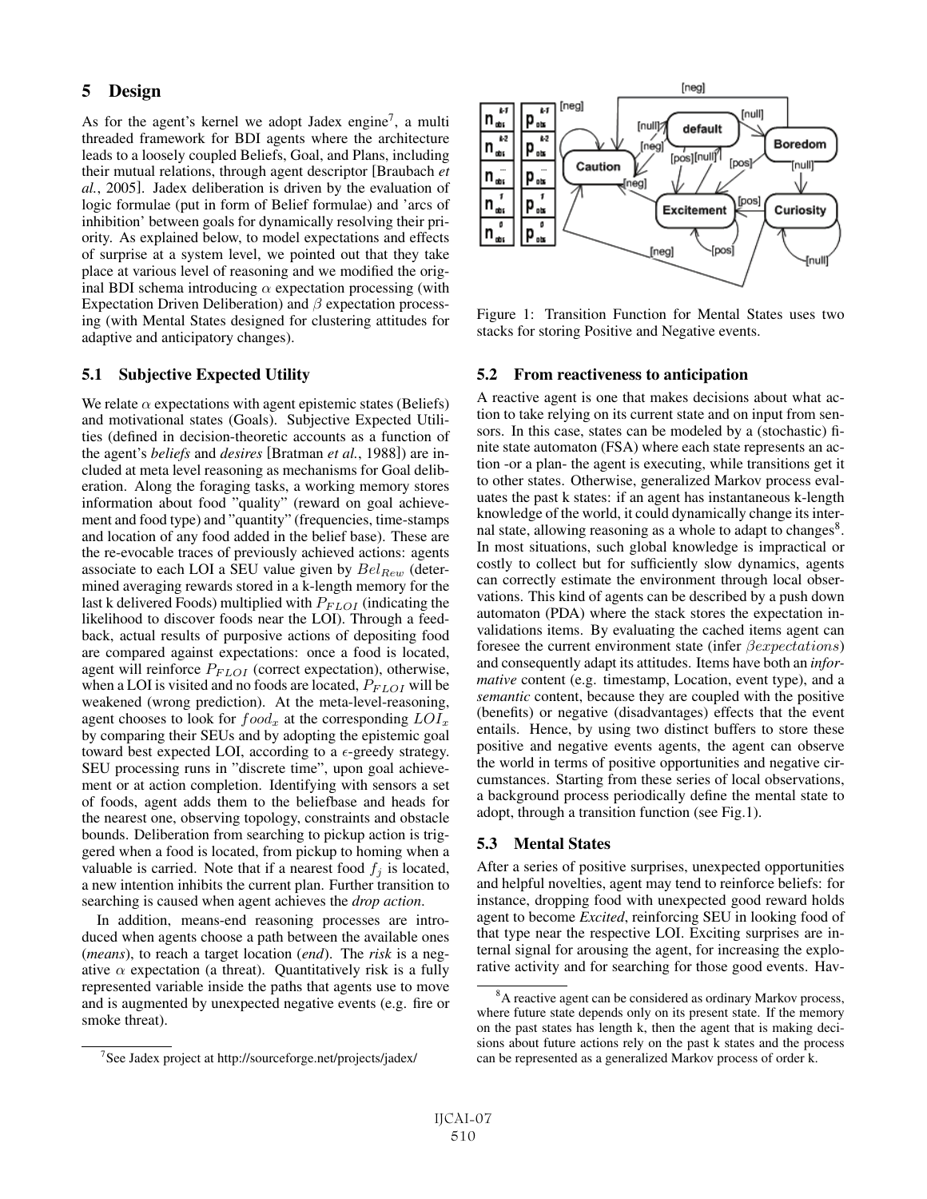## 5 Design

As for the agent's kernel we adopt Jadex engine[7], a multi threaded framework for BDI agents where the architecture leads to a loosely coupled Beliefs, Goal, and Plans, including their mutual relations, through agent descriptor [Braubach *et al.*, 2005]. Jadex deliberation is driven by the evaluation of logic formulae (put in form of Belief formulae) and 'arcs of inhibition' between goals for dynamically resolving their priority. As explained below, to model expectations and effects of surprise at a system level, we pointed out that they take place at various level of reasoning and we modified the original BDI schema introducing $\alpha$ expectation processing (with Expectation Driven Deliberation) and $\beta$ expectation processing (with Mental States designed for clustering attitudes for adaptive and anticipatory changes).

### 5.1 Subjective Expected Utility

We relate $\alpha$ expectations with agent epistemic states (Beliefs) and motivational states (Goals). Subjective Expected Utilities (defined in decision-theoretic accounts as a function of the agent's *beliefs* and *desires* [Bratman *et al.*, 1988]) are included at meta level reasoning as mechanisms for Goal deliberation. Along the foraging tasks, a working memory stores information about food "quality" (reward on goal achievement and food type) and "quantity" (frequencies, time-stamps and location of any food added in the belief base). These are the re-evocable traces of previously achieved actions: agents associate to each LOI a SEU value given by $Bel_{Rew}$ (determined averaging rewards stored in a k-length memory for the last k delivered Foods) multiplied with $P_{FLOI}$ (indicating the likelihood to discover foods near the LOI). Through a feedback, actual results of purposive actions of depositing food are compared against expectations: once a food is located, agent will reinforce $P_{FLOI}$ (correct expectation), otherwise, when a LOI is visited and no foods are located, $P_{FLOI}$ will be weakened (wrong prediction). At the meta-level-reasoning, agent chooses to look for $food_x$ at the corresponding $LOI_x$ by comparing their SEUs and by adopting the epistemic goal toward best expected LOI, according to a $\epsilon$-greedy strategy. SEU processing runs in "discrete time", upon goal achievement or at action completion. Identifying with sensors a set of foods, agent adds them to the beliefbase and heads for the nearest one, observing topology, constraints and obstacle bounds. Deliberation from searching to pickup action is triggered when a food is located, from pickup to homing when a valuable is carried. Note that if a nearest food $f_j$ is located, a new intention inhibits the current plan. Further transition to searching is caused when agent achieves the *drop action*.

In addition, means-end reasoning processes are introduced when agents choose a path between the available ones (*means*), to reach a target location (*end*). The *risk* is a negative $\alpha$ expectation (a threat). Quantitatively risk is a fully represented variable inside the paths that agents use to move and is augmented by unexpected negative events (e.g. fire or smoke threat).

[7] See Jadex project at http://sourceforge.net/projects/jadex/

Figure 1: Transition Function for Mental States uses two stacks for storing Positive and Negative events.

### 5.2 From reactiveness to anticipation

A reactive agent is one that makes decisions about what action to take relying on its current state and on input from sensors. In this case, states can be modeled by a (stochastic) finite state automaton (FSA) where each state represents an action -or a plan- the agent is executing, while transitions get it to other states. Otherwise, generalized Markov process evaluates the past k states: if an agent has instantaneous k-length knowledge of the world, it could dynamically change its internal state, allowing reasoning as a whole to adapt to changes[8]. In most situations, such global knowledge is impractical or costly to collect but for sufficiently slow dynamics, agents can correctly estimate the environment through local observations. This kind of agents can be described by a push down automaton (PDA) where the stack stores the expectation invalidations items. By evaluating the cached items agent can foresee the current environment state (infer $\beta expectations$) and consequently adapt its attitudes. Items have both an *informative* content (e.g. timestamp, Location, event type), and a *semantic* content, because they are coupled with the positive (benefits) or negative (disadvantages) effects that the event entails. Hence, by using two distinct buffers to store these positive and negative events agents, the agent can observe the world in terms of positive opportunities and negative circumstances. Starting from these series of local observations, a background process periodically define the mental state to adopt, through a transition function (see Fig.1).

### 5.3 Mental States

After a series of positive surprises, unexpected opportunities and helpful novelties, agent may tend to reinforce beliefs: for instance, dropping food with unexpected good reward holds agent to become *Excited*, reinforcing SEU in looking food of that type near the respective LOI. Exciting surprises are internal signal for arousing the agent, for increasing the explorative activity and for searching for those good events. Hav-

[8] A reactive agent can be considered as ordinary Markov process, where future state depends only on its present state. If the memory on the past states has length k, then the agent that is making decisions about future actions rely on the past k states and the process can be represented as a generalized Markov process of order k.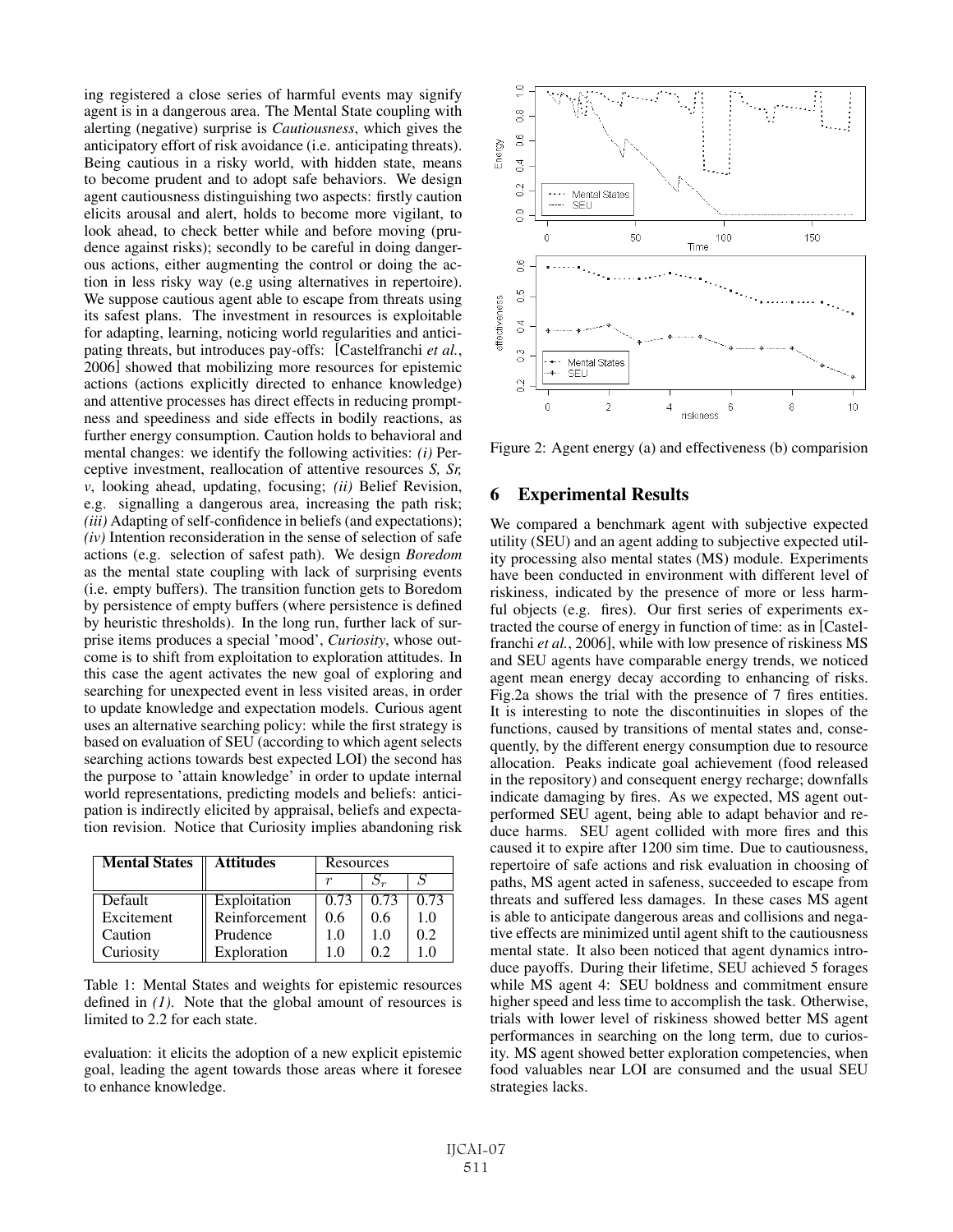ing registered a close series of harmful events may signify agent is in a dangerous area. The Mental State coupling with alerting (negative) surprise is *Cautiousness*, which gives the anticipatory effort of risk avoidance (i.e. anticipating threats). Being cautious in a risky world, with hidden state, means to become prudent and to adopt safe behaviors. We design agent cautiousness distinguishing two aspects: firstly caution elicits arousal and alert, holds to become more vigilant, to look ahead, to check better while and before moving (prudence against risks); secondly to be careful in doing dangerous actions, either augmenting the control or doing the action in less risky way (e.g using alternatives in repertoire). We suppose cautious agent able to escape from threats using its safest plans. The investment in resources is exploitable for adapting, learning, noticing world regularities and anticipating threats, but introduces pay-offs: [Castelfranchi *et al.*, 2006] showed that mobilizing more resources for epistemic actions (actions explicitly directed to enhance knowledge) and attentive processes has direct effects in reducing promptness and speediness and side effects in bodily reactions, as further energy consumption. Caution holds to behavioral and mental changes: we identify the following activities: *(i)* Perceptive investment, reallocation of attentive resources *S, Sr, v*, looking ahead, updating, focusing; *(ii)* Belief Revision, e.g. signalling a dangerous area, increasing the path risk; *(iii)* Adapting of self-confidence in beliefs (and expectations); *(iv)* Intention reconsideration in the sense of selection of safe actions (e.g. selection of safest path). We design *Boredom* as the mental state coupling with lack of surprising events (i.e. empty buffers). The transition function gets to Boredom by persistence of empty buffers (where persistence is defined by heuristic thresholds). In the long run, further lack of surprise items produces a special 'mood', *Curiosity*, whose outcome is to shift from exploitation to exploration attitudes. In this case the agent activates the new goal of exploring and searching for unexpected event in less visited areas, in order to update knowledge and expectation models. Curious agent uses an alternative searching policy: while the first strategy is based on evaluation of SEU (according to which agent selects searching actions towards best expected LOI) the second has the purpose to 'attain knowledge' in order to update internal world representations, predicting models and beliefs: anticipation is indirectly elicited by appraisal, beliefs and expectation revision. Notice that Curiosity implies abandoning risk

| **Mental States** | **Attitudes** | Resources | | |
|---|---|---|---|---|
| | | $r$ | $S_r$ | $S$ |
| Default | Exploitation | 0.73 | 0.73 | 0.73 |
| Excitement | Reinforcement | 0.6 | 0.6 | 1.0 |
| Caution | Prudence | 1.0 | 1.0 | 0.2 |
| Curiosity | Exploration | 1.0 | 0.2 | 1.0 |

Table 1: Mental States and weights for epistemic resources defined in *(1)*. Note that the global amount of resources is limited to 2.2 for each state.

evaluation: it elicits the adoption of a new explicit epistemic goal, leading the agent towards those areas where it foresee to enhance knowledge.

Figure 2: Agent energy (a) and effectiveness (b) comparision

## 6 Experimental Results

We compared a benchmark agent with subjective expected utility (SEU) and an agent adding to subjective expected utility processing also mental states (MS) module. Experiments have been conducted in environment with different level of riskiness, indicated by the presence of more or less harmful objects (e.g. fires). Our first series of experiments extracted the course of energy in function of time: as in [Castelfranchi *et al.*, 2006], while with low presence of riskiness MS and SEU agents have comparable energy trends, we noticed agent mean energy decay according to enhancing of risks. Fig.2a shows the trial with the presence of 7 fires entities. It is interesting to note the discontinuities in slopes of the functions, caused by transitions of mental states and, consequently, by the different energy consumption due to resource allocation. Peaks indicate goal achievement (food released in the repository) and consequent energy recharge; downfalls indicate damaging by fires. As we expected, MS agent outperformed SEU agent, being able to adapt behavior and reduce harms. SEU agent collided with more fires and this caused it to expire after 1200 sim time. Due to cautiousness, repertoire of safe actions and risk evaluation in choosing of paths, MS agent acted in safeness, succeeded to escape from threats and suffered less damages. In these cases MS agent is able to anticipate dangerous areas and collisions and negative effects are minimized until agent shift to the cautiousness mental state. It also been noticed that agent dynamics introduce payoffs. During their lifetime, SEU achieved 5 forages while MS agent 4: SEU boldness and commitment ensure higher speed and less time to accomplish the task. Otherwise, trials with lower level of riskiness showed better MS agent performances in searching on the long term, due to curiosity. MS agent showed better exploration competencies, when food valuables near LOI are consumed and the usual SEU strategies lacks.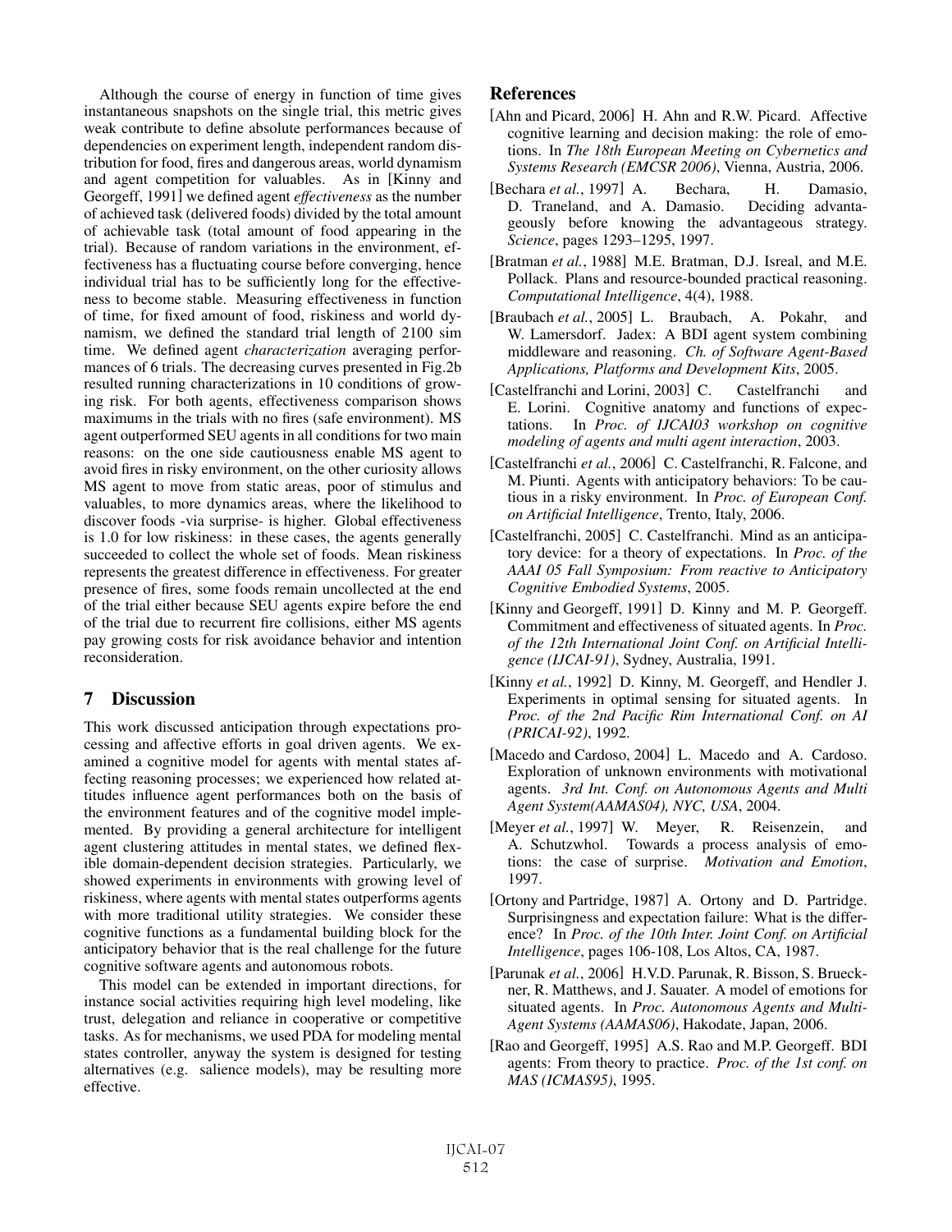Although the course of energy in function of time gives instantaneous snapshots on the single trial, this metric gives weak contribute to define absolute performances because of dependencies on experiment length, independent random distribution for food, fires and dangerous areas, world dynamism and agent competition for valuables. As in [Kinny and Georgeff, 1991] we defined agent *effectiveness* as the number of achieved task (delivered foods) divided by the total amount of achievable task (total amount of food appearing in the trial). Because of random variations in the environment, effectiveness has a fluctuating course before converging, hence individual trial has to be sufficiently long for the effectiveness to become stable. Measuring effectiveness in function of time, for fixed amount of food, riskiness and world dynamism, we defined the standard trial length of 2100 sim time. We defined agent *characterization* averaging performances of 6 trials. The decreasing curves presented in Fig.2b resulted running characterizations in 10 conditions of growing risk. For both agents, effectiveness comparison shows maximums in the trials with no fires (safe environment). MS agent outperformed SEU agents in all conditions for two main reasons: on the one side cautiousness enable MS agent to avoid fires in risky environment, on the other curiosity allows MS agent to move from static areas, poor of stimulus and valuables, to more dynamics areas, where the likelihood to discover foods -via surprise- is higher. Global effectiveness is 1.0 for low riskiness: in these cases, the agents generally succeeded to collect the whole set of foods. Mean riskiness represents the greatest difference in effectiveness. For greater presence of fires, some foods remain uncollected at the end of the trial either because SEU agents expire before the end of the trial due to recurrent fire collisions, either MS agents pay growing costs for risk avoidance behavior and intention reconsideration.

## 7 Discussion

This work discussed anticipation through expectations processing and affective efforts in goal driven agents. We examined a cognitive model for agents with mental states affecting reasoning processes; we experienced how related attitudes influence agent performances both on the basis of the environment features and of the cognitive model implemented. By providing a general architecture for intelligent agent clustering attitudes in mental states, we defined flexible domain-dependent decision strategies. Particularly, we showed experiments in environments with growing level of riskiness, where agents with mental states outperforms agents with more traditional utility strategies. We consider these cognitive functions as a fundamental building block for the anticipatory behavior that is the real challenge for the future cognitive software agents and autonomous robots.

This model can be extended in important directions, for instance social activities requiring high level modeling, like trust, delegation and reliance in cooperative or competitive tasks. As for mechanisms, we used PDA for modeling mental states controller, anyway the system is designed for testing alternatives (e.g. salience models), may be resulting more effective.

## References

[Ahn and Picard, 2006] H. Ahn and R.W. Picard. Affective cognitive learning and decision making: the role of emotions. In *The 18th European Meeting on Cybernetics and Systems Research (EMCSR 2006)*, Vienna, Austria, 2006.

[Bechara *et al.*, 1997] A. Bechara, H. Damasio, D. Traneland, and A. Damasio. Deciding advantageously before knowing the advantageous strategy. *Science*, pages 1293–1295, 1997.

[Bratman *et al.*, 1988] M.E. Bratman, D.J. Isreal, and M.E. Pollack. Plans and resource-bounded practical reasoning. *Computational Intelligence*, 4(4), 1988.

[Braubach *et al.*, 2005] L. Braubach, A. Pokahr, and W. Lamersdorf. Jadex: A BDI agent system combining middleware and reasoning. *Ch. of Software Agent-Based Applications, Platforms and Development Kits*, 2005.

[Castelfranchi and Lorini, 2003] C. Castelfranchi and E. Lorini. Cognitive anatomy and functions of expectations. In *Proc. of IJCAI03 workshop on cognitive modeling of agents and multi agent interaction*, 2003.

[Castelfranchi *et al.*, 2006] C. Castelfranchi, R. Falcone, and M. Piunti. Agents with anticipatory behaviors: To be cautious in a risky environment. In *Proc. of European Conf. on Artificial Intelligence*, Trento, Italy, 2006.

[Castelfranchi, 2005] C. Castelfranchi. Mind as an anticipatory device: for a theory of expectations. In *Proc. of the AAAI 05 Fall Symposium: From reactive to Anticipatory Cognitive Embodied Systems*, 2005.

[Kinny and Georgeff, 1991] D. Kinny and M. P. Georgeff. Commitment and effectiveness of situated agents. In *Proc. of the 12th International Joint Conf. on Artificial Intelligence (IJCAI-91)*, Sydney, Australia, 1991.

[Kinny *et al.*, 1992] D. Kinny, M. Georgeff, and Hendler J. Experiments in optimal sensing for situated agents. In *Proc. of the 2nd Pacific Rim International Conf. on AI (PRICAI-92)*, 1992.

[Macedo and Cardoso, 2004] L. Macedo and A. Cardoso. Exploration of unknown environments with motivational agents. *3rd Int. Conf. on Autonomous Agents and Multi Agent System(AAMAS04), NYC, USA*, 2004.

[Meyer *et al.*, 1997] W. Meyer, R. Reisenzein, and A. Schutzwhol. Towards a process analysis of emotions: the case of surprise. *Motivation and Emotion*, 1997.

[Ortony and Partridge, 1987] A. Ortony and D. Partridge. Surprisingness and expectation failure: What is the difference? In *Proc. of the 10th Inter. Joint Conf. on Artificial Intelligence*, pages 106-108, Los Altos, CA, 1987.

[Parunak *et al.*, 2006] H.V.D. Parunak, R. Bisson, S. Brueckner, R. Matthews, and J. Sauater. A model of emotions for situated agents. In *Proc. Autonomous Agents and Multi-Agent Systems (AAMAS06)*, Hakodate, Japan, 2006.

[Rao and Georgeff, 1995] A.S. Rao and M.P. Georgeff. BDI agents: From theory to practice. *Proc. of the 1st conf. on MAS (ICMAS95)*, 1995.